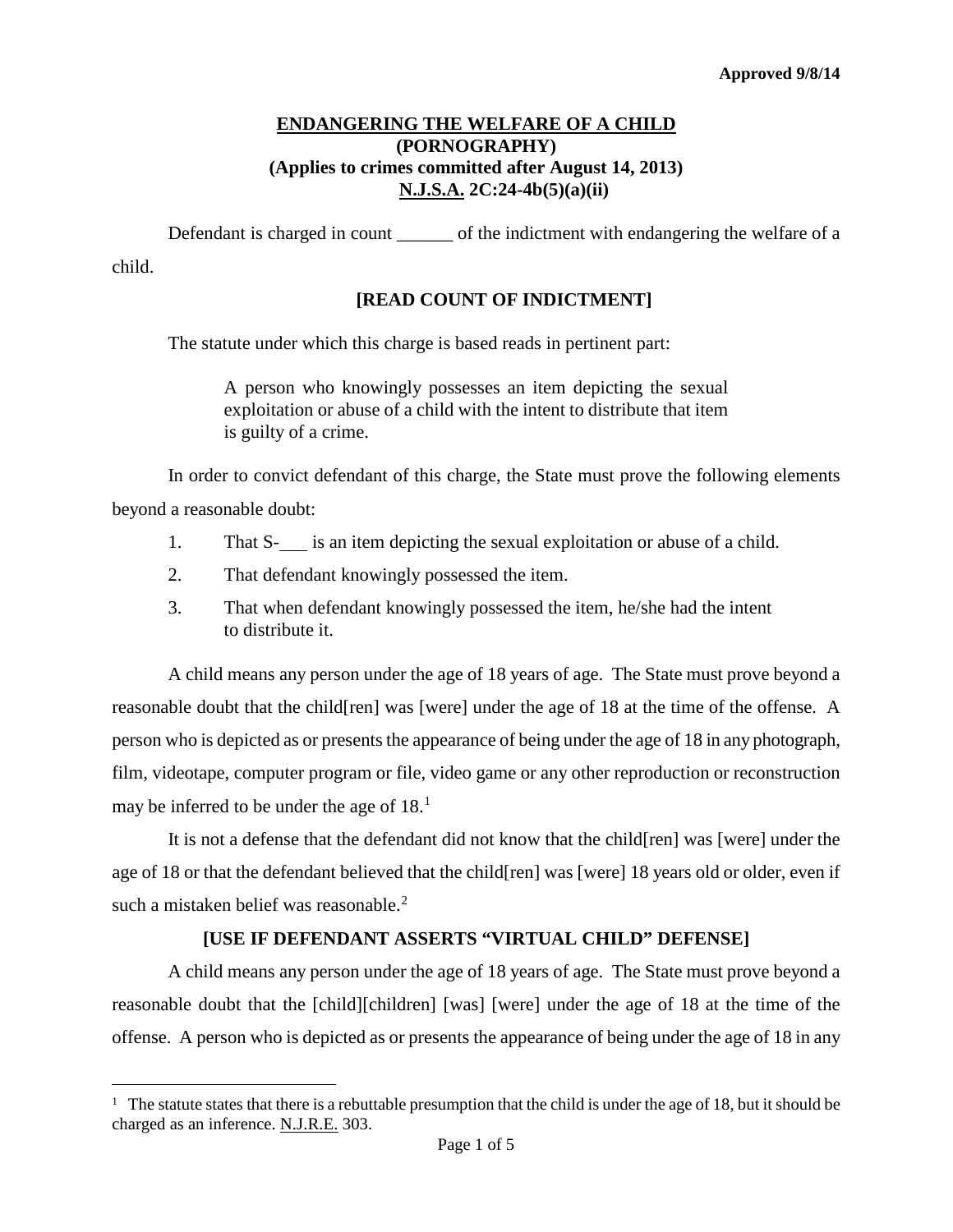**Approved 9/8/14**

## ENDANGERING THE WELFARE OF A CHILD
## (PORNOGRAPHY)
## (Applies to crimes committed after August 14, 2013)
## N.J.S.A. 2C:24-4b(5)(a)(ii)

Defendant is charged in count ______ of the indictment with endangering the welfare of a child.

**[READ COUNT OF INDICTMENT]**

The statute under which this charge is based reads in pertinent part:

> A person who knowingly possesses an item depicting the sexual exploitation or abuse of a child with the intent to distribute that item is guilty of a crime.

In order to convict defendant of this charge, the State must prove the following elements beyond a reasonable doubt:

1. That S-___ is an item depicting the sexual exploitation or abuse of a child.
2. That defendant knowingly possessed the item.
3. That when defendant knowingly possessed the item, he/she had the intent to distribute it.

A child means any person under the age of 18 years of age. The State must prove beyond a reasonable doubt that the child[ren] was [were] under the age of 18 at the time of the offense. A person who is depicted as or presents the appearance of being under the age of 18 in any photograph, film, videotape, computer program or file, video game or any other reproduction or reconstruction may be inferred to be under the age of 18.[1]

It is not a defense that the defendant did not know that the child[ren] was [were] under the age of 18 or that the defendant believed that the child[ren] was [were] 18 years old or older, even if such a mistaken belief was reasonable.[2]

**[USE IF DEFENDANT ASSERTS "VIRTUAL CHILD" DEFENSE]**

A child means any person under the age of 18 years of age. The State must prove beyond a reasonable doubt that the [child][children] [was] [were] under the age of 18 at the time of the offense. A person who is depicted as or presents the appearance of being under the age of 18 in any

---

[1] The statute states that there is a rebuttable presumption that the child is under the age of 18, but it should be charged as an inference. N.J.R.E. 303.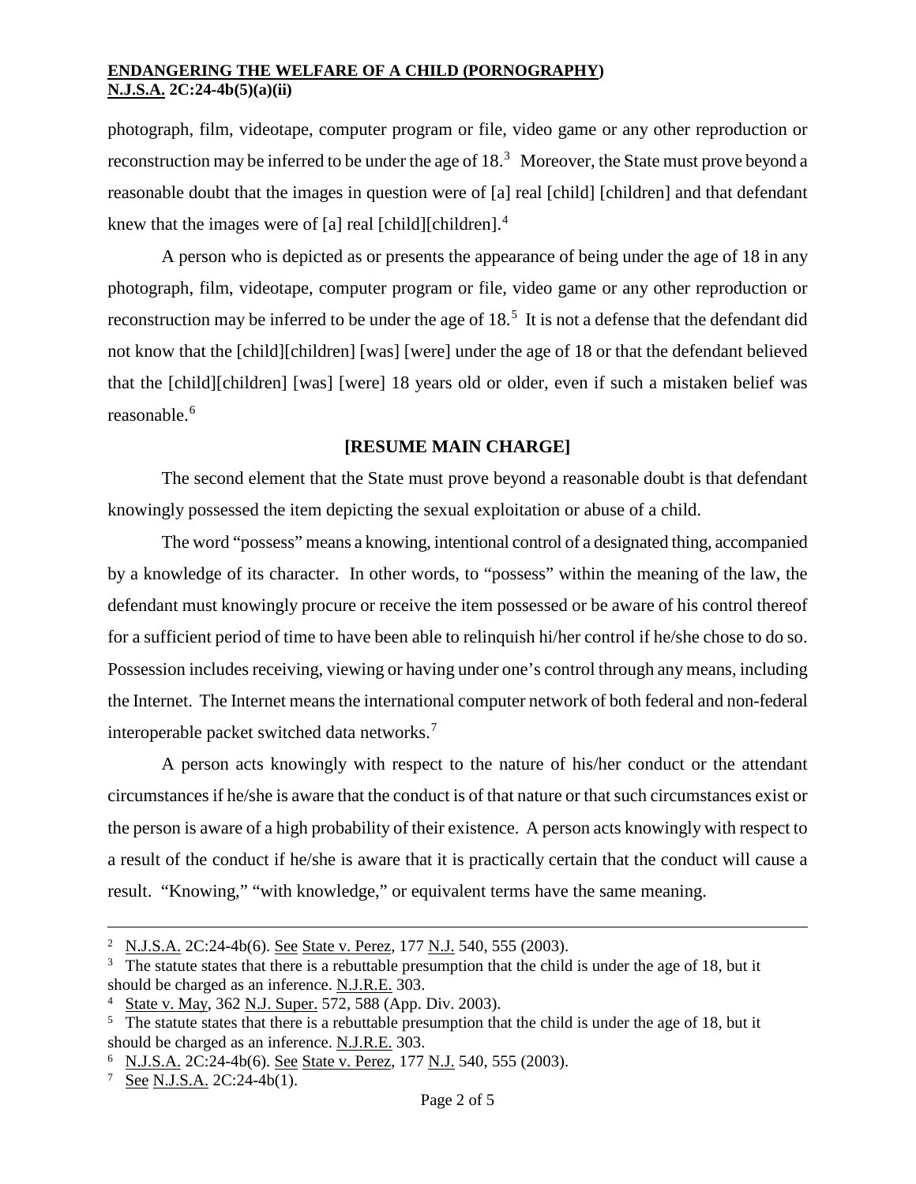photograph, film, videotape, computer program or file, video game or any other reproduction or reconstruction may be inferred to be under the age of 18.[3] Moreover, the State must prove beyond a reasonable doubt that the images in question were of [a] real [child] [children] and that defendant knew that the images were of [a] real [child][children].[4]

A person who is depicted as or presents the appearance of being under the age of 18 in any photograph, film, videotape, computer program or file, video game or any other reproduction or reconstruction may be inferred to be under the age of 18.[5] It is not a defense that the defendant did not know that the [child][children] [was] [were] under the age of 18 or that the defendant believed that the [child][children] [was] [were] 18 years old or older, even if such a mistaken belief was reasonable.[6]

**[RESUME MAIN CHARGE]**

The second element that the State must prove beyond a reasonable doubt is that defendant knowingly possessed the item depicting the sexual exploitation or abuse of a child.

The word "possess" means a knowing, intentional control of a designated thing, accompanied by a knowledge of its character. In other words, to "possess" within the meaning of the law, the defendant must knowingly procure or receive the item possessed or be aware of his control thereof for a sufficient period of time to have been able to relinquish hi/her control if he/she chose to do so. Possession includes receiving, viewing or having under one's control through any means, including the Internet. The Internet means the international computer network of both federal and non-federal interoperable packet switched data networks.[7]

A person acts knowingly with respect to the nature of his/her conduct or the attendant circumstances if he/she is aware that the conduct is of that nature or that such circumstances exist or the person is aware of a high probability of their existence. A person acts knowingly with respect to a result of the conduct if he/she is aware that it is practically certain that the conduct will cause a result. "Knowing," "with knowledge," or equivalent terms have the same meaning.

---

[2] N.J.S.A. 2C:24-4b(6). See State v. Perez, 177 N.J. 540, 555 (2003).

[3] The statute states that there is a rebuttable presumption that the child is under the age of 18, but it should be charged as an inference. N.J.R.E. 303.

[4] State v. May, 362 N.J. Super. 572, 588 (App. Div. 2003).

[5] The statute states that there is a rebuttable presumption that the child is under the age of 18, but it should be charged as an inference. N.J.R.E. 303.

[6] N.J.S.A. 2C:24-4b(6). See State v. Perez, 177 N.J. 540, 555 (2003).

[7] See N.J.S.A. 2C:24-4b(1).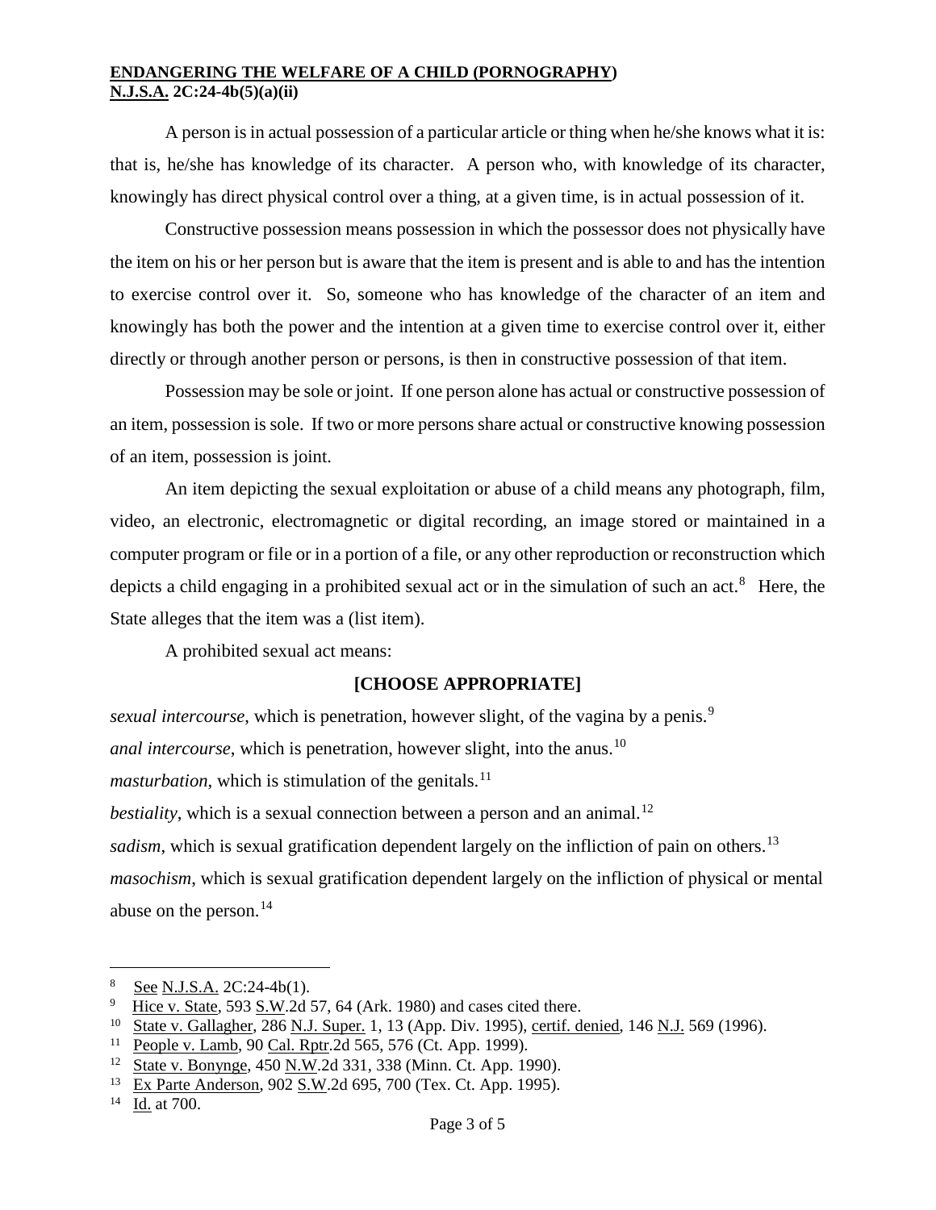A person is in actual possession of a particular article or thing when he/she knows what it is: that is, he/she has knowledge of its character. A person who, with knowledge of its character, knowingly has direct physical control over a thing, at a given time, is in actual possession of it.

Constructive possession means possession in which the possessor does not physically have the item on his or her person but is aware that the item is present and is able to and has the intention to exercise control over it. So, someone who has knowledge of the character of an item and knowingly has both the power and the intention at a given time to exercise control over it, either directly or through another person or persons, is then in constructive possession of that item.

Possession may be sole or joint. If one person alone has actual or constructive possession of an item, possession is sole. If two or more persons share actual or constructive knowing possession of an item, possession is joint.

An item depicting the sexual exploitation or abuse of a child means any photograph, film, video, an electronic, electromagnetic or digital recording, an image stored or maintained in a computer program or file or in a portion of a file, or any other reproduction or reconstruction which depicts a child engaging in a prohibited sexual act or in the simulation of such an act.[8] Here, the State alleges that the item was a (list item).

A prohibited sexual act means:

**[CHOOSE APPROPRIATE]**

*sexual intercourse*, which is penetration, however slight, of the vagina by a penis.[9]

*anal intercourse*, which is penetration, however slight, into the anus.[10]

*masturbation*, which is stimulation of the genitals.[11]

*bestiality*, which is a sexual connection between a person and an animal.[12]

*sadism*, which is sexual gratification dependent largely on the infliction of pain on others.[13]

*masochism*, which is sexual gratification dependent largely on the infliction of physical or mental abuse on the person.[14]

---

[8] See N.J.S.A. 2C:24-4b(1).

[9] Hice v. State, 593 S.W.2d 57, 64 (Ark. 1980) and cases cited there.

[10] State v. Gallagher, 286 N.J. Super. 1, 13 (App. Div. 1995), certif. denied, 146 N.J. 569 (1996).

[11] People v. Lamb, 90 Cal. Rptr.2d 565, 576 (Ct. App. 1999).

[12] State v. Bonynge, 450 N.W.2d 331, 338 (Minn. Ct. App. 1990).

[13] Ex Parte Anderson, 902 S.W.2d 695, 700 (Tex. Ct. App. 1995).

[14] Id. at 700.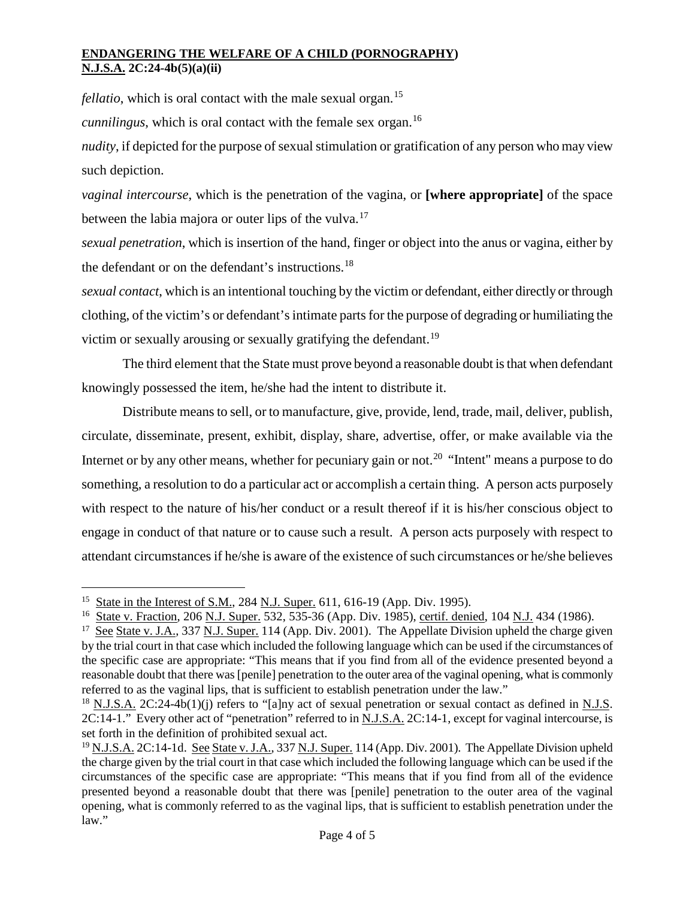*fellatio*, which is oral contact with the male sexual organ.[15]

*cunnilingus*, which is oral contact with the female sex organ.[16]

*nudity*, if depicted for the purpose of sexual stimulation or gratification of any person who may view such depiction.

*vaginal intercourse*, which is the penetration of the vagina, or **[where appropriate]** of the space between the labia majora or outer lips of the vulva.[17]

*sexual penetration*, which is insertion of the hand, finger or object into the anus or vagina, either by the defendant or on the defendant's instructions.[18]

*sexual contact*, which is an intentional touching by the victim or defendant, either directly or through clothing, of the victim's or defendant's intimate parts for the purpose of degrading or humiliating the victim or sexually arousing or sexually gratifying the defendant.[19]

The third element that the State must prove beyond a reasonable doubt is that when defendant knowingly possessed the item, he/she had the intent to distribute it.

Distribute means to sell, or to manufacture, give, provide, lend, trade, mail, deliver, publish, circulate, disseminate, present, exhibit, display, share, advertise, offer, or make available via the Internet or by any other means, whether for pecuniary gain or not.[20] "Intent" means a purpose to do something, a resolution to do a particular act or accomplish a certain thing. A person acts purposely with respect to the nature of his/her conduct or a result thereof if it is his/her conscious object to engage in conduct of that nature or to cause such a result. A person acts purposely with respect to attendant circumstances if he/she is aware of the existence of such circumstances or he/she believes

---

[15] State in the Interest of S.M., 284 N.J. Super. 611, 616-19 (App. Div. 1995).

[16] State v. Fraction, 206 N.J. Super. 532, 535-36 (App. Div. 1985), certif. denied, 104 N.J. 434 (1986).

[17] See State v. J.A., 337 N.J. Super. 114 (App. Div. 2001). The Appellate Division upheld the charge given by the trial court in that case which included the following language which can be used if the circumstances of the specific case are appropriate: "This means that if you find from all of the evidence presented beyond a reasonable doubt that there was [penile] penetration to the outer area of the vaginal opening, what is commonly referred to as the vaginal lips, that is sufficient to establish penetration under the law."

[18] N.J.S.A. 2C:24-4b(1)(j) refers to "[a]ny act of sexual penetration or sexual contact as defined in N.J.S. 2C:14-1." Every other act of "penetration" referred to in N.J.S.A. 2C:14-1, except for vaginal intercourse, is set forth in the definition of prohibited sexual act.

[19] N.J.S.A. 2C:14-1d. See State v. J.A., 337 N.J. Super. 114 (App. Div. 2001). The Appellate Division upheld the charge given by the trial court in that case which included the following language which can be used if the circumstances of the specific case are appropriate: "This means that if you find from all of the evidence presented beyond a reasonable doubt that there was [penile] penetration to the outer area of the vaginal opening, what is commonly referred to as the vaginal lips, that is sufficient to establish penetration under the law."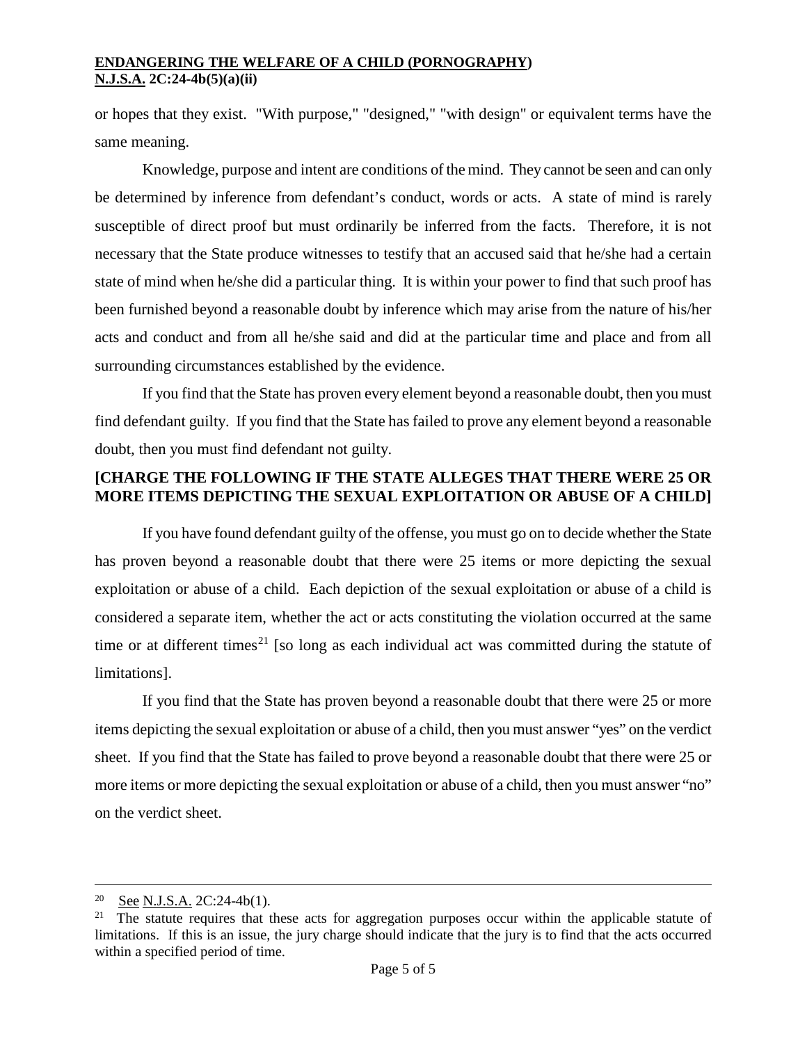or hopes that they exist. "With purpose," "designed," "with design" or equivalent terms have the same meaning.

Knowledge, purpose and intent are conditions of the mind. They cannot be seen and can only be determined by inference from defendant's conduct, words or acts. A state of mind is rarely susceptible of direct proof but must ordinarily be inferred from the facts. Therefore, it is not necessary that the State produce witnesses to testify that an accused said that he/she had a certain state of mind when he/she did a particular thing. It is within your power to find that such proof has been furnished beyond a reasonable doubt by inference which may arise from the nature of his/her acts and conduct and from all he/she said and did at the particular time and place and from all surrounding circumstances established by the evidence.

If you find that the State has proven every element beyond a reasonable doubt, then you must find defendant guilty. If you find that the State has failed to prove any element beyond a reasonable doubt, then you must find defendant not guilty.

**[CHARGE THE FOLLOWING IF THE STATE ALLEGES THAT THERE WERE 25 OR MORE ITEMS DEPICTING THE SEXUAL EXPLOITATION OR ABUSE OF A CHILD]**

If you have found defendant guilty of the offense, you must go on to decide whether the State has proven beyond a reasonable doubt that there were 25 items or more depicting the sexual exploitation or abuse of a child. Each depiction of the sexual exploitation or abuse of a child is considered a separate item, whether the act or acts constituting the violation occurred at the same time or at different times[21] [so long as each individual act was committed during the statute of limitations].

If you find that the State has proven beyond a reasonable doubt that there were 25 or more items depicting the sexual exploitation or abuse of a child, then you must answer "yes" on the verdict sheet. If you find that the State has failed to prove beyond a reasonable doubt that there were 25 or more items or more depicting the sexual exploitation or abuse of a child, then you must answer "no" on the verdict sheet.

---

[20] See N.J.S.A. 2C:24-4b(1).

[21] The statute requires that these acts for aggregation purposes occur within the applicable statute of limitations. If this is an issue, the jury charge should indicate that the jury is to find that the acts occurred within a specified period of time.